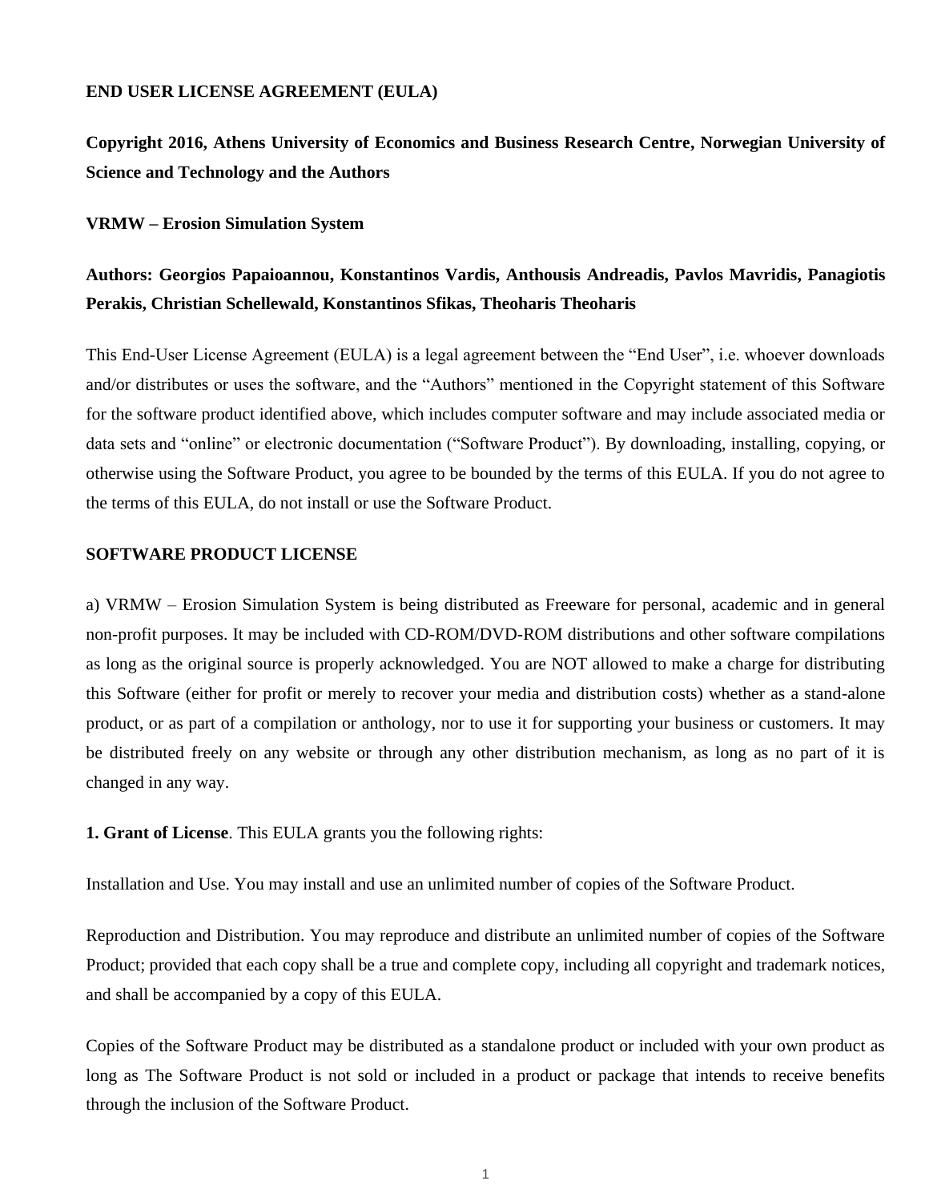**END USER LICENSE AGREEMENT (EULA)**

**Copyright 2016, Athens University of Economics and Business Research Centre, Norwegian University of Science and Technology and the Authors**

**VRMW – Erosion Simulation System**

**Authors: Georgios Papaioannou, Konstantinos Vardis, Anthousis Andreadis, Pavlos Mavridis, Panagiotis Perakis, Christian Schellewald, Konstantinos Sfikas, Theoharis Theoharis**

This End-User License Agreement (EULA) is a legal agreement between the "End User", i.e. whoever downloads and/or distributes or uses the software, and the "Authors" mentioned in the Copyright statement of this Software for the software product identified above, which includes computer software and may include associated media or data sets and "online" or electronic documentation ("Software Product"). By downloading, installing, copying, or otherwise using the Software Product, you agree to be bounded by the terms of this EULA. If you do not agree to the terms of this EULA, do not install or use the Software Product.

**SOFTWARE PRODUCT LICENSE**

a) VRMW – Erosion Simulation System is being distributed as Freeware for personal, academic and in general non-profit purposes. It may be included with CD-ROM/DVD-ROM distributions and other software compilations as long as the original source is properly acknowledged. You are NOT allowed to make a charge for distributing this Software (either for profit or merely to recover your media and distribution costs) whether as a stand-alone product, or as part of a compilation or anthology, nor to use it for supporting your business or customers. It may be distributed freely on any website or through any other distribution mechanism, as long as no part of it is changed in any way.

**1. Grant of License**. This EULA grants you the following rights:

Installation and Use. You may install and use an unlimited number of copies of the Software Product.

Reproduction and Distribution. You may reproduce and distribute an unlimited number of copies of the Software Product; provided that each copy shall be a true and complete copy, including all copyright and trademark notices, and shall be accompanied by a copy of this EULA.

Copies of the Software Product may be distributed as a standalone product or included with your own product as long as The Software Product is not sold or included in a product or package that intends to receive benefits through the inclusion of the Software Product.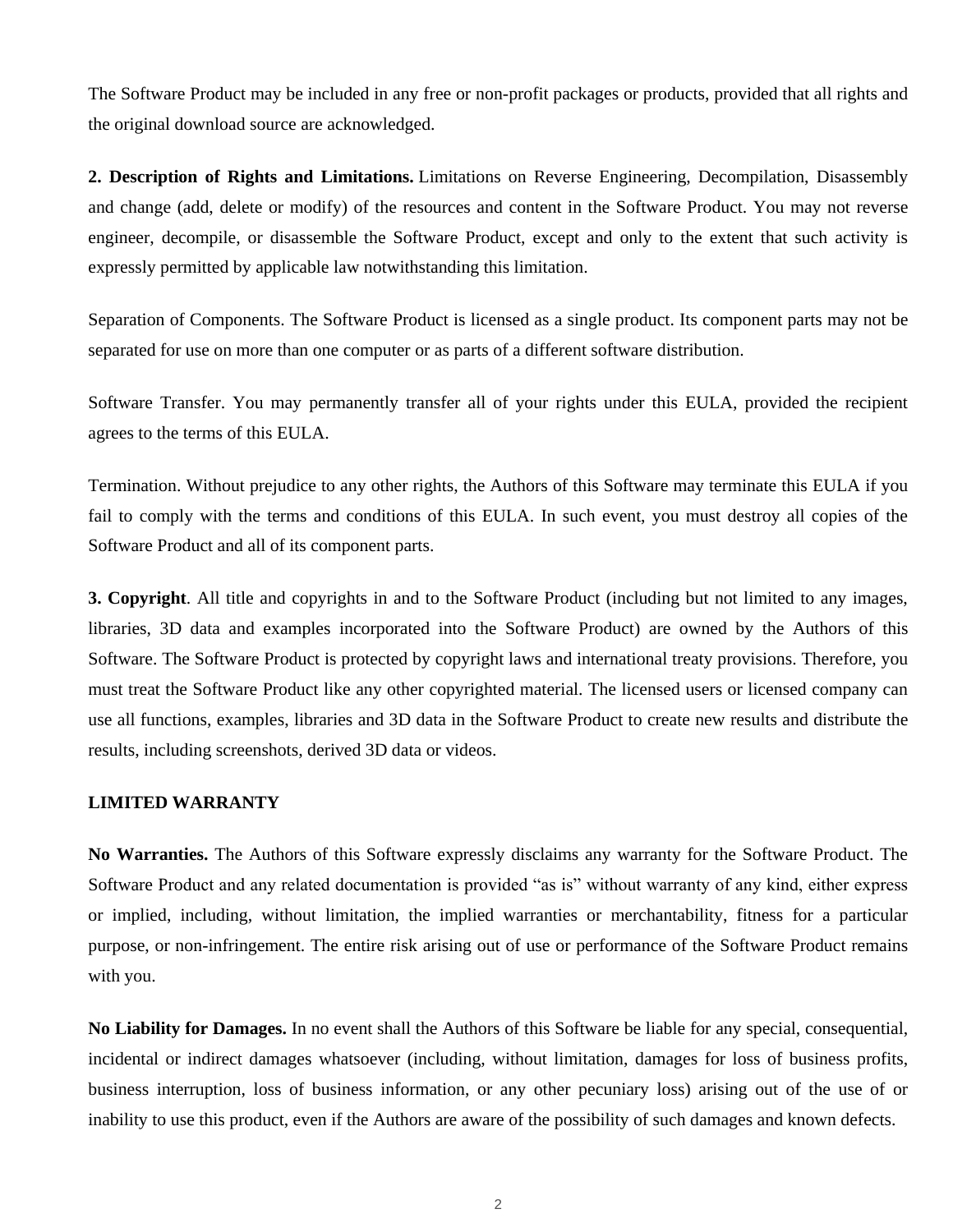The Software Product may be included in any free or non-profit packages or products, provided that all rights and the original download source are acknowledged.

**2. Description of Rights and Limitations.** Limitations on Reverse Engineering, Decompilation, Disassembly and change (add, delete or modify) of the resources and content in the Software Product. You may not reverse engineer, decompile, or disassemble the Software Product, except and only to the extent that such activity is expressly permitted by applicable law notwithstanding this limitation.

Separation of Components. The Software Product is licensed as a single product. Its component parts may not be separated for use on more than one computer or as parts of a different software distribution.

Software Transfer. You may permanently transfer all of your rights under this EULA, provided the recipient agrees to the terms of this EULA.

Termination. Without prejudice to any other rights, the Authors of this Software may terminate this EULA if you fail to comply with the terms and conditions of this EULA. In such event, you must destroy all copies of the Software Product and all of its component parts.

**3. Copyright**. All title and copyrights in and to the Software Product (including but not limited to any images, libraries, 3D data and examples incorporated into the Software Product) are owned by the Authors of this Software. The Software Product is protected by copyright laws and international treaty provisions. Therefore, you must treat the Software Product like any other copyrighted material. The licensed users or licensed company can use all functions, examples, libraries and 3D data in the Software Product to create new results and distribute the results, including screenshots, derived 3D data or videos.

**LIMITED WARRANTY**

**No Warranties.** The Authors of this Software expressly disclaims any warranty for the Software Product. The Software Product and any related documentation is provided “as is” without warranty of any kind, either express or implied, including, without limitation, the implied warranties or merchantability, fitness for a particular purpose, or non-infringement. The entire risk arising out of use or performance of the Software Product remains with you.

**No Liability for Damages.** In no event shall the Authors of this Software be liable for any special, consequential, incidental or indirect damages whatsoever (including, without limitation, damages for loss of business profits, business interruption, loss of business information, or any other pecuniary loss) arising out of the use of or inability to use this product, even if the Authors are aware of the possibility of such damages and known defects.